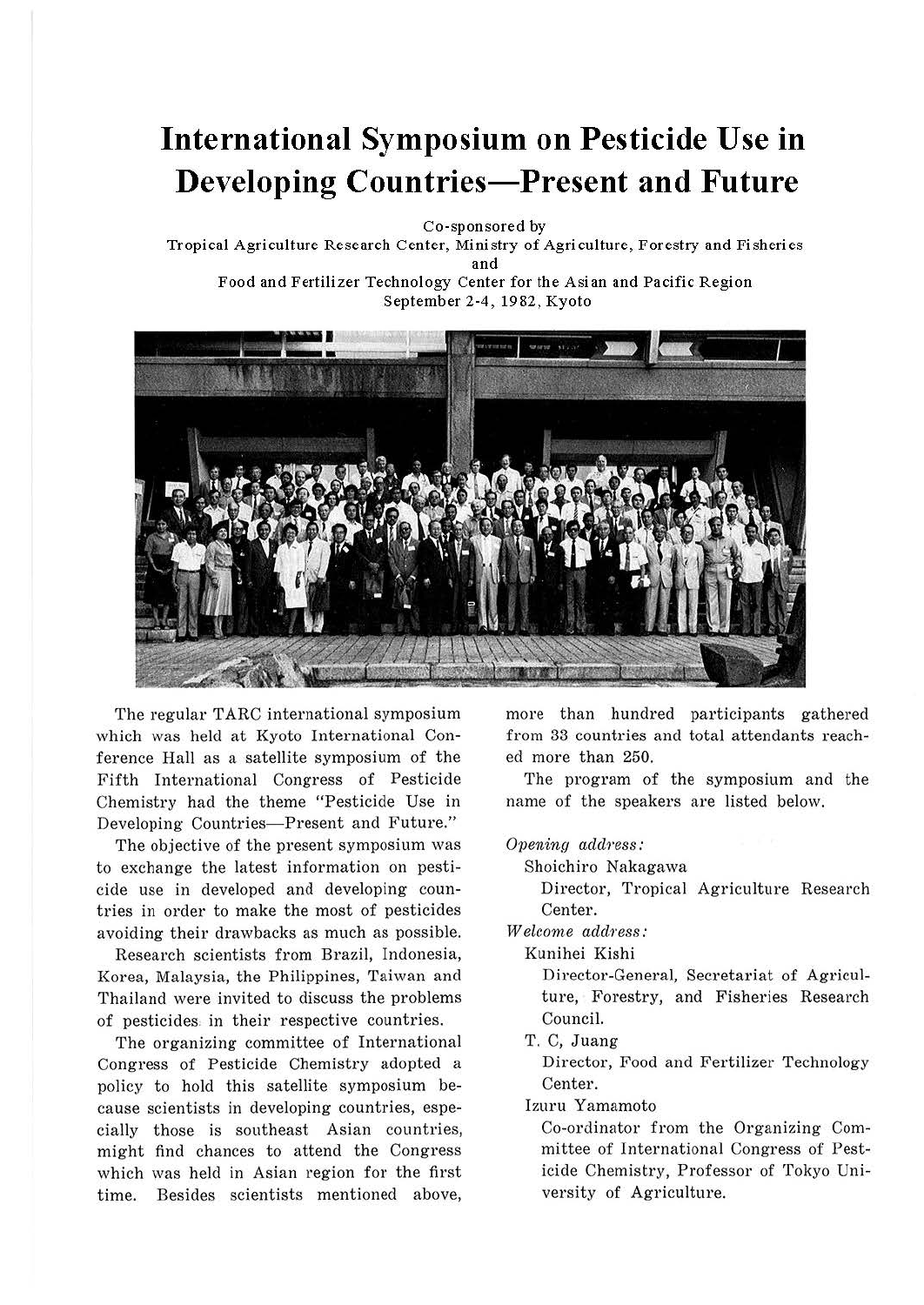# International Symposium on Pesticide Use in Developing Countries—Present and Future

Co-sponsored by
Tropical Agriculture Research Center, Ministry of Agriculture, Forestry and Fisheries
and
Food and Fertilizer Technology Center for the Asian and Pacific Region
September 2-4, 1982, Kyoto

The regular TARC international symposium which was held at Kyoto International Conference Hall as a satellite symposium of the Fifth International Congress of Pesticide Chemistry had the theme "Pesticide Use in Developing Countries—Present and Future."

The objective of the present symposium was to exchange the latest information on pesticide use in developed and developing countries in order to make the most of pesticides avoiding their drawbacks as much as possible.

Research scientists from Brazil, Indonesia, Korea, Malaysia, the Philippines, Taiwan and Thailand were invited to discuss the problems of pesticides in their respective countries.

The organizing committee of International Congress of Pesticide Chemistry adopted a policy to hold this satellite symposium because scientists in developing countries, especially those is southeast Asian countries, might find chances to attend the Congress which was held in Asian region for the first time. Besides scientists mentioned above, more than hundred participants gathered from 33 countries and total attendants reached more than 250.

The program of the symposium and the name of the speakers are listed below.

*Opening address:*

Shoichiro Nakagawa
Director, Tropical Agriculture Research Center.

*Welcome address:*

Kunihei Kishi
Director-General, Secretariat of Agriculture, Forestry, and Fisheries Research Council.

T. C, Juang
Director, Food and Fertilizer Technology Center.

Izuru Yamamoto
Co-ordinator from the Organizing Committee of International Congress of Pesticide Chemistry, Professor of Tokyo University of Agriculture.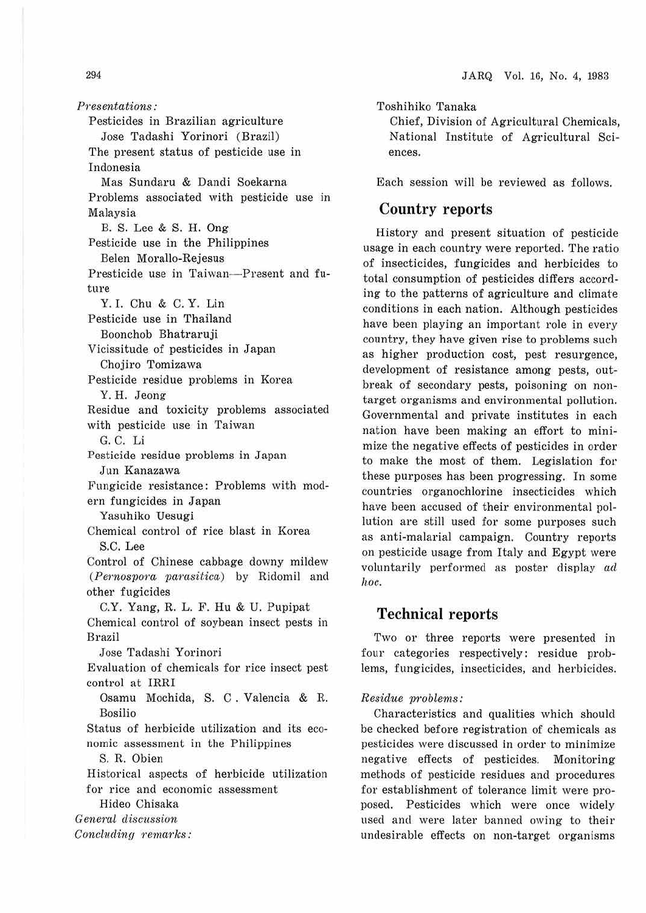*Presentations:*

Pesticides in Brazilian agriculture
Jose Tadashi Yorinori (Brazil)

The present status of pesticide use in Indonesia
Mas Sundaru & Dandi Soekarna

Problems associated with pesticide use in Malaysia
B. S. Lee & S. H. Ong

Pesticide use in the Philippines
Belen Morallo-Rejesus

Presticide use in Taiwan—Present and future
Y. I. Chu & C. Y. Lin

Pesticide use in Thailand
Boonchob Bhatraruji

Vicissitude of pesticides in Japan
Chojiro Tomizawa

Pesticide residue problems in Korea
Y. H. Jeong

Residue and toxicity problems associated with pesticide use in Taiwan
G. C. Li

Pesticide residue problems in Japan
Jun Kanazawa

Fungicide resistance: Problems with modern fungicides in Japan
Yasuhiko Uesugi

Chemical control of rice blast in Korea
S.C. Lee

Control of Chinese cabbage downy mildew (*Pernospora parasitica*) by Ridomil and other fugicides
C.Y. Yang, R. L. F. Hu & U. Pupipat

Chemical control of soybean insect pests in Brazil
Jose Tadashi Yorinori

Evaluation of chemicals for rice insect pest control at IRRI
Osamu Mochida, S. C . Valencia & R. Bosilio

Status of herbicide utilization and its economic assessment in the Philippines
S. R. Obien

Historical aspects of herbicide utilization for rice and economic assessment
Hideo Chisaka

*General discussion*

*Concluding remarks:*

Toshihiko Tanaka
Chief, Division of Agricultural Chemicals, National Institute of Agricultural Sciences.

Each session will be reviewed as follows.

## Country reports

History and present situation of pesticide usage in each country were reported. The ratio of insecticides, fungicides and herbicides to total consumption of pesticides differs according to the patterns of agriculture and climate conditions in each nation. Although pesticides have been playing an important role in every country, they have given rise to problems such as higher production cost, pest resurgence, development of resistance among pests, outbreak of secondary pests, poisoning on non-target organisms and environmental pollution. Governmental and private institutes in each nation have been making an effort to minimize the negative effects of pesticides in order to make the most of them. Legislation for these purposes has been progressing. In some countries organochlorine insecticides which have been accused of their environmental pollution are still used for some purposes such as anti-malarial campaign. Country reports on pesticide usage from Italy and Egypt were voluntarily performed as poster display *ad hoc*.

## Technical reports

Two or three reports were presented in four categories respectively: residue problems, fungicides, insecticides, and herbicides.

*Residue problems:*

Characteristics and qualities which should be checked before registration of chemicals as pesticides were discussed in order to minimize negative effects of pesticides. Monitoring methods of pesticide residues and procedures for establishment of tolerance limit were proposed. Pesticides which were once widely used and were later banned owing to their undesirable effects on non-target organisms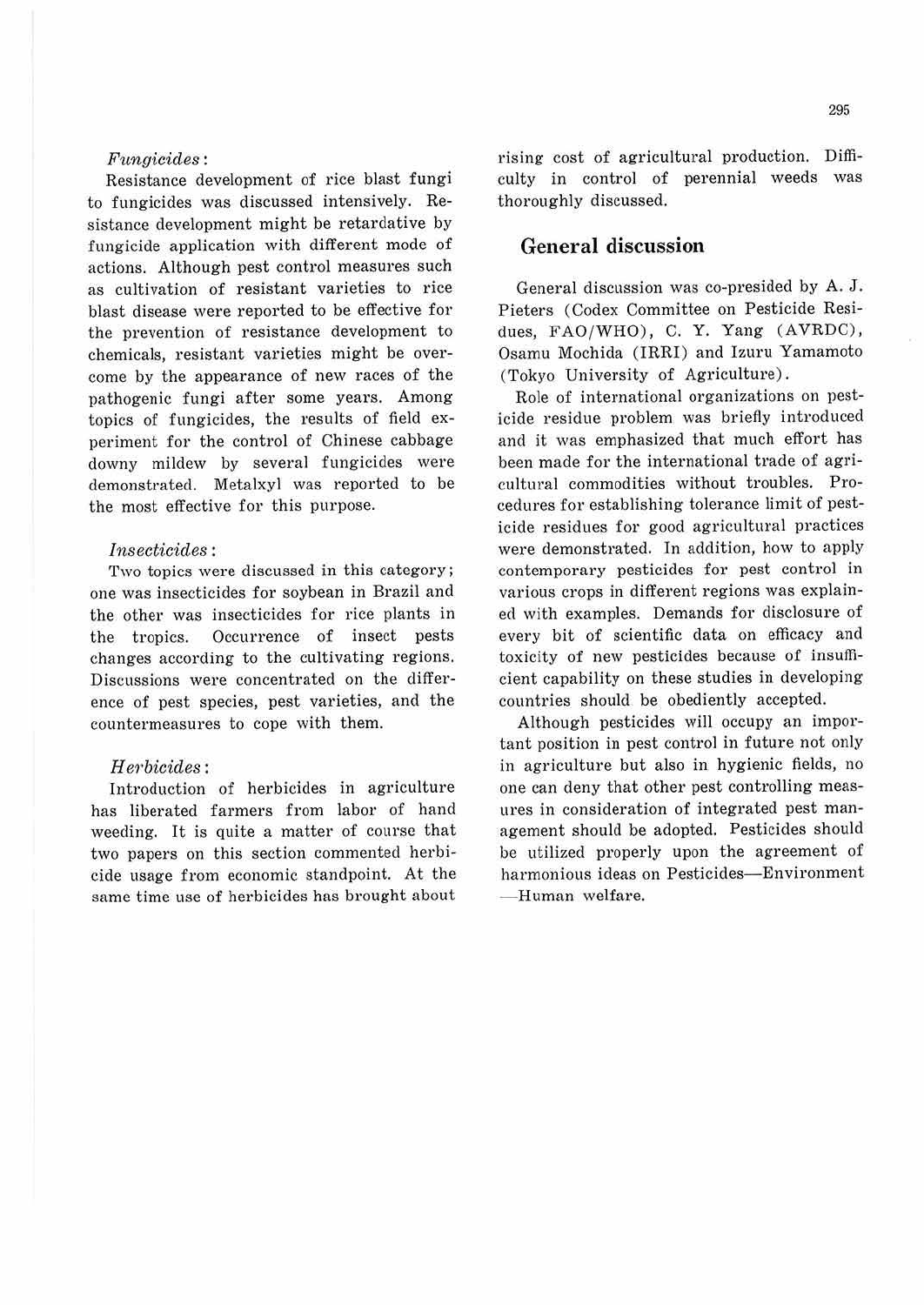*Fungicides*:

Resistance development of rice blast fungi to fungicides was discussed intensively. Resistance development might be retardative by fungicide application with different mode of actions. Although pest control measures such as cultivation of resistant varieties to rice blast disease were reported to be effective for the prevention of resistance development to chemicals, resistant varieties might be overcome by the appearance of new races of the pathogenic fungi after some years. Among topics of fungicides, the results of field experiment for the control of Chinese cabbage downy mildew by several fungicides were demonstrated. Metalxyl was reported to be the most effective for this purpose.

*Insecticides*:

Two topics were discussed in this category; one was insecticides for soybean in Brazil and the other was insecticides for rice plants in the tropics. Occurrence of insect pests changes according to the cultivating regions. Discussions were concentrated on the difference of pest species, pest varieties, and the countermeasures to cope with them.

*Herbicides*:

Introduction of herbicides in agriculture has liberated farmers from labor of hand weeding. It is quite a matter of course that two papers on this section commented herbicide usage from economic standpoint. At the same time use of herbicides has brought about rising cost of agricultural production. Difficulty in control of perennial weeds was thoroughly discussed.

## General discussion

General discussion was co-presided by A. J. Pieters (Codex Committee on Pesticide Residues, FAO/WHO), C. Y. Yang (AVRDC), Osamu Mochida (IRRI) and Izuru Yamamoto (Tokyo University of Agriculture).

Role of international organizations on pesticide residue problem was briefly introduced and it was emphasized that much effort has been made for the international trade of agricultural commodities without troubles. Procedures for establishing tolerance limit of pesticide residues for good agricultural practices were demonstrated. In addition, how to apply contemporary pesticides for pest control in various crops in different regions was explained with examples. Demands for disclosure of every bit of scientific data on efficacy and toxicity of new pesticides because of insufficient capability on these studies in developing countries should be obediently accepted.

Although pesticides will occupy an important position in pest control in future not only in agriculture but also in hygienic fields, no one can deny that other pest controlling measures in consideration of integrated pest management should be adopted. Pesticides should be utilized properly upon the agreement of harmonious ideas on Pesticides—Environment—Human welfare.